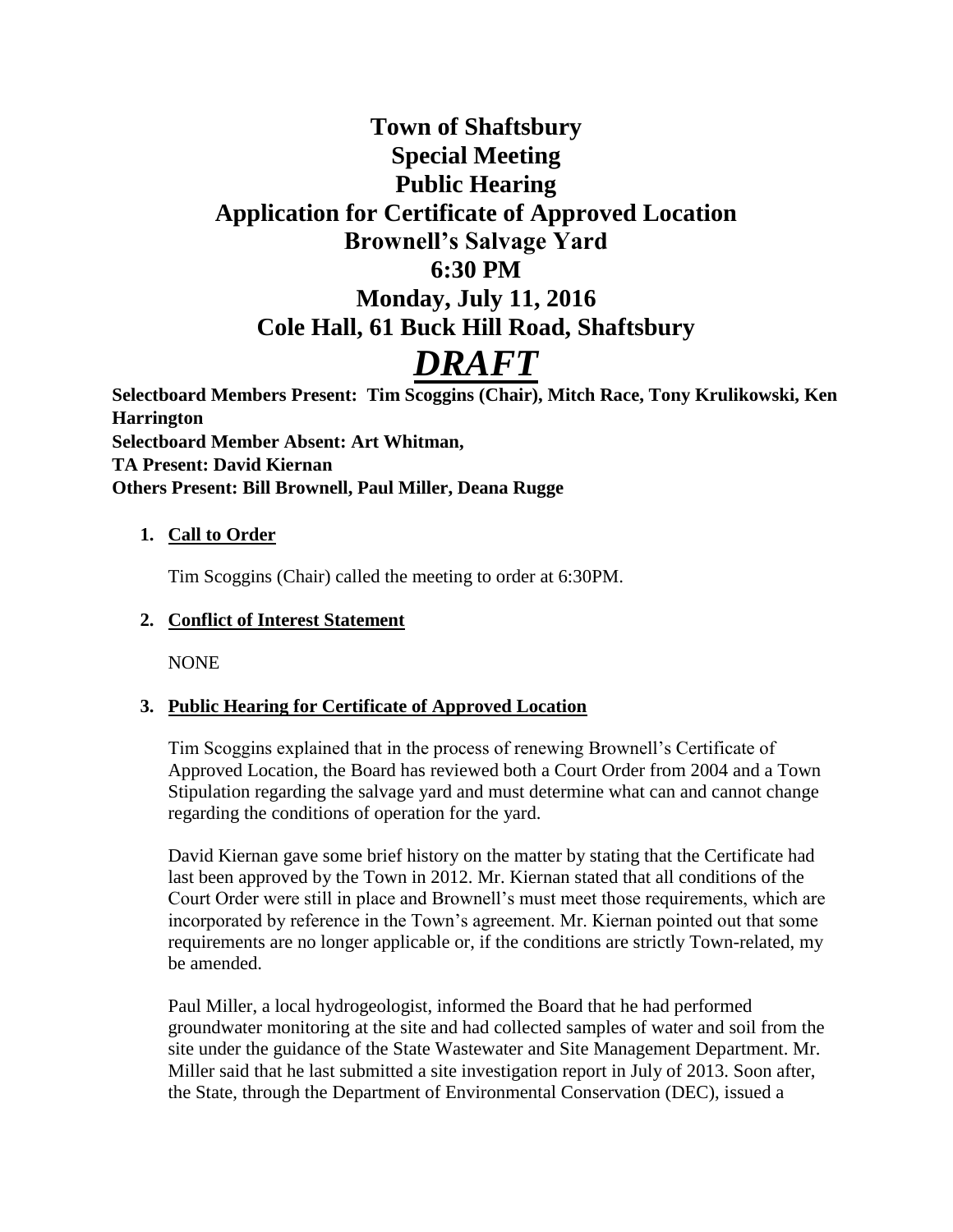# Town of Shaftsbury
# Special Meeting
# Public Hearing
# Application for Certificate of Approved Location
# Brownell's Salvage Yard
# 6:30 PM
# Monday, July 11, 2016
# Cole Hall, 61 Buck Hill Road, Shaftsbury

# ***DRAFT***

**Selectboard Members Present: Tim Scoggins (Chair), Mitch Race, Tony Krulikowski, Ken Harrington**
**Selectboard Member Absent: Art Whitman,**
**TA Present: David Kiernan**
**Others Present: Bill Brownell, Paul Miller, Deana Rugge**

1. **Call to Order**

   Tim Scoggins (Chair) called the meeting to order at 6:30PM.

2. **Conflict of Interest Statement**

   NONE

3. **Public Hearing for Certificate of Approved Location**

   Tim Scoggins explained that in the process of renewing Brownell's Certificate of Approved Location, the Board has reviewed both a Court Order from 2004 and a Town Stipulation regarding the salvage yard and must determine what can and cannot change regarding the conditions of operation for the yard.

   David Kiernan gave some brief history on the matter by stating that the Certificate had last been approved by the Town in 2012. Mr. Kiernan stated that all conditions of the Court Order were still in place and Brownell's must meet those requirements, which are incorporated by reference in the Town's agreement. Mr. Kiernan pointed out that some requirements are no longer applicable or, if the conditions are strictly Town-related, my be amended.

   Paul Miller, a local hydrogeologist, informed the Board that he had performed groundwater monitoring at the site and had collected samples of water and soil from the site under the guidance of the State Wastewater and Site Management Department. Mr. Miller said that he last submitted a site investigation report in July of 2013. Soon after, the State, through the Department of Environmental Conservation (DEC), issued a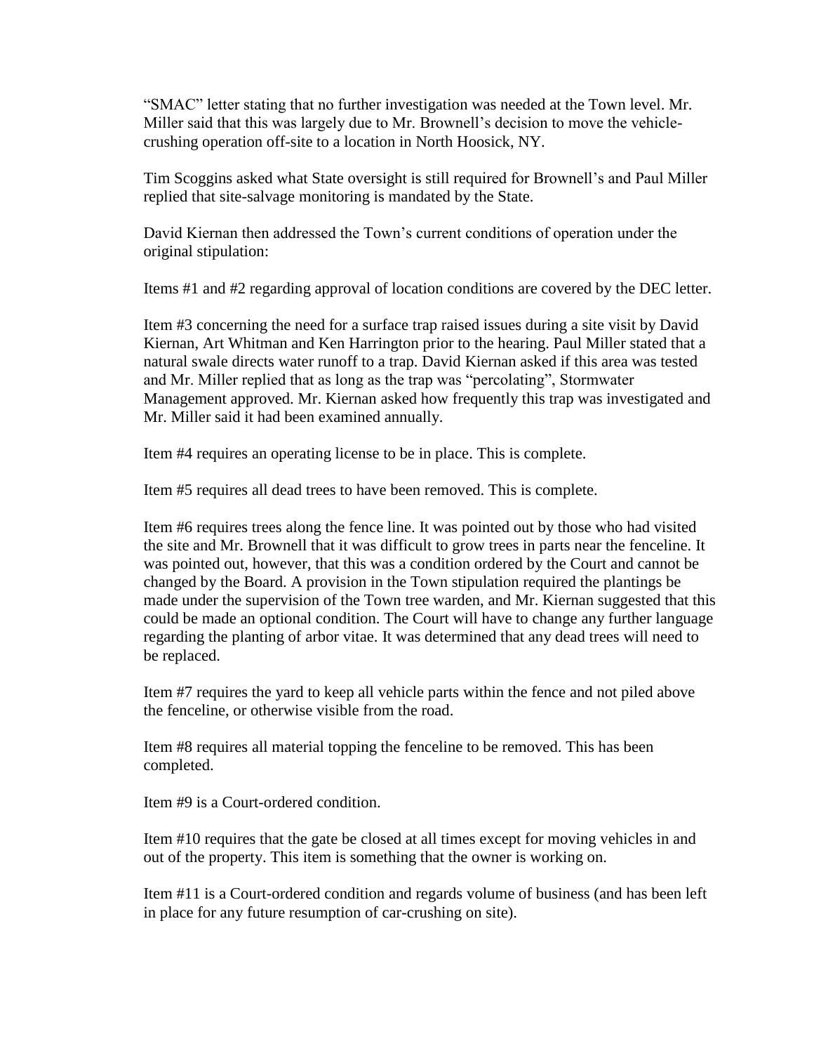"SMAC" letter stating that no further investigation was needed at the Town level. Mr. Miller said that this was largely due to Mr. Brownell's decision to move the vehicle-crushing operation off-site to a location in North Hoosick, NY.

Tim Scoggins asked what State oversight is still required for Brownell's and Paul Miller replied that site-salvage monitoring is mandated by the State.

David Kiernan then addressed the Town's current conditions of operation under the original stipulation:

Items #1 and #2 regarding approval of location conditions are covered by the DEC letter.

Item #3 concerning the need for a surface trap raised issues during a site visit by David Kiernan, Art Whitman and Ken Harrington prior to the hearing. Paul Miller stated that a natural swale directs water runoff to a trap. David Kiernan asked if this area was tested and Mr. Miller replied that as long as the trap was "percolating", Stormwater Management approved. Mr. Kiernan asked how frequently this trap was investigated and Mr. Miller said it had been examined annually.

Item #4 requires an operating license to be in place. This is complete.

Item #5 requires all dead trees to have been removed. This is complete.

Item #6 requires trees along the fence line. It was pointed out by those who had visited the site and Mr. Brownell that it was difficult to grow trees in parts near the fenceline. It was pointed out, however, that this was a condition ordered by the Court and cannot be changed by the Board. A provision in the Town stipulation required the plantings be made under the supervision of the Town tree warden, and Mr. Kiernan suggested that this could be made an optional condition. The Court will have to change any further language regarding the planting of arbor vitae. It was determined that any dead trees will need to be replaced.

Item #7 requires the yard to keep all vehicle parts within the fence and not piled above the fenceline, or otherwise visible from the road.

Item #8 requires all material topping the fenceline to be removed. This has been completed.

Item #9 is a Court-ordered condition.

Item #10 requires that the gate be closed at all times except for moving vehicles in and out of the property. This item is something that the owner is working on.

Item #11 is a Court-ordered condition and regards volume of business (and has been left in place for any future resumption of car-crushing on site).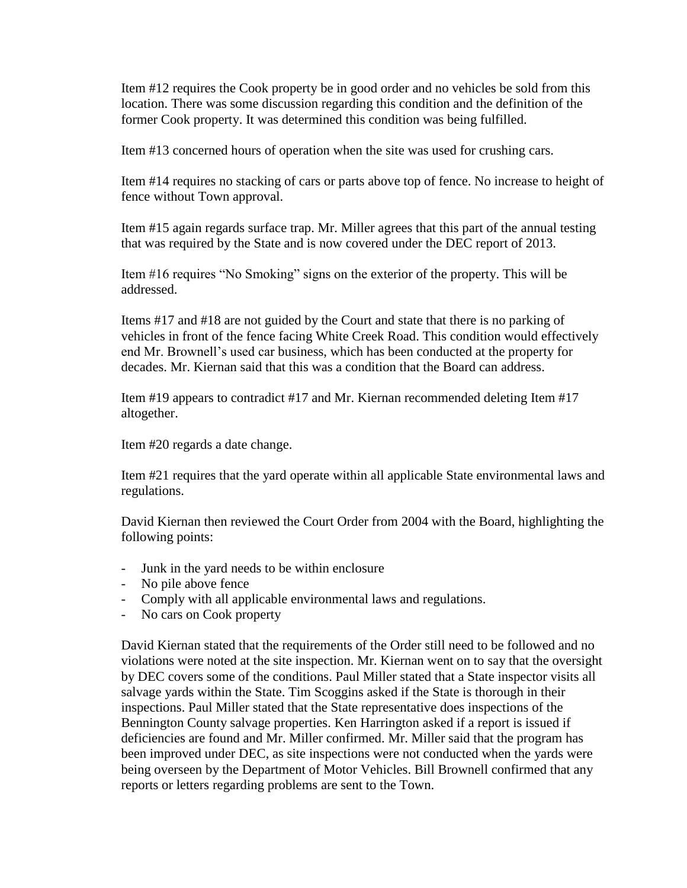Item #12 requires the Cook property be in good order and no vehicles be sold from this location. There was some discussion regarding this condition and the definition of the former Cook property. It was determined this condition was being fulfilled.

Item #13 concerned hours of operation when the site was used for crushing cars.

Item #14 requires no stacking of cars or parts above top of fence. No increase to height of fence without Town approval.

Item #15 again regards surface trap. Mr. Miller agrees that this part of the annual testing that was required by the State and is now covered under the DEC report of 2013.

Item #16 requires "No Smoking" signs on the exterior of the property. This will be addressed.

Items #17 and #18 are not guided by the Court and state that there is no parking of vehicles in front of the fence facing White Creek Road. This condition would effectively end Mr. Brownell's used car business, which has been conducted at the property for decades. Mr. Kiernan said that this was a condition that the Board can address.

Item #19 appears to contradict #17 and Mr. Kiernan recommended deleting Item #17 altogether.

Item #20 regards a date change.

Item #21 requires that the yard operate within all applicable State environmental laws and regulations.

David Kiernan then reviewed the Court Order from 2004 with the Board, highlighting the following points:

- Junk in the yard needs to be within enclosure
- No pile above fence
- Comply with all applicable environmental laws and regulations.
- No cars on Cook property

David Kiernan stated that the requirements of the Order still need to be followed and no violations were noted at the site inspection. Mr. Kiernan went on to say that the oversight by DEC covers some of the conditions. Paul Miller stated that a State inspector visits all salvage yards within the State. Tim Scoggins asked if the State is thorough in their inspections. Paul Miller stated that the State representative does inspections of the Bennington County salvage properties. Ken Harrington asked if a report is issued if deficiencies are found and Mr. Miller confirmed. Mr. Miller said that the program has been improved under DEC, as site inspections were not conducted when the yards were being overseen by the Department of Motor Vehicles. Bill Brownell confirmed that any reports or letters regarding problems are sent to the Town.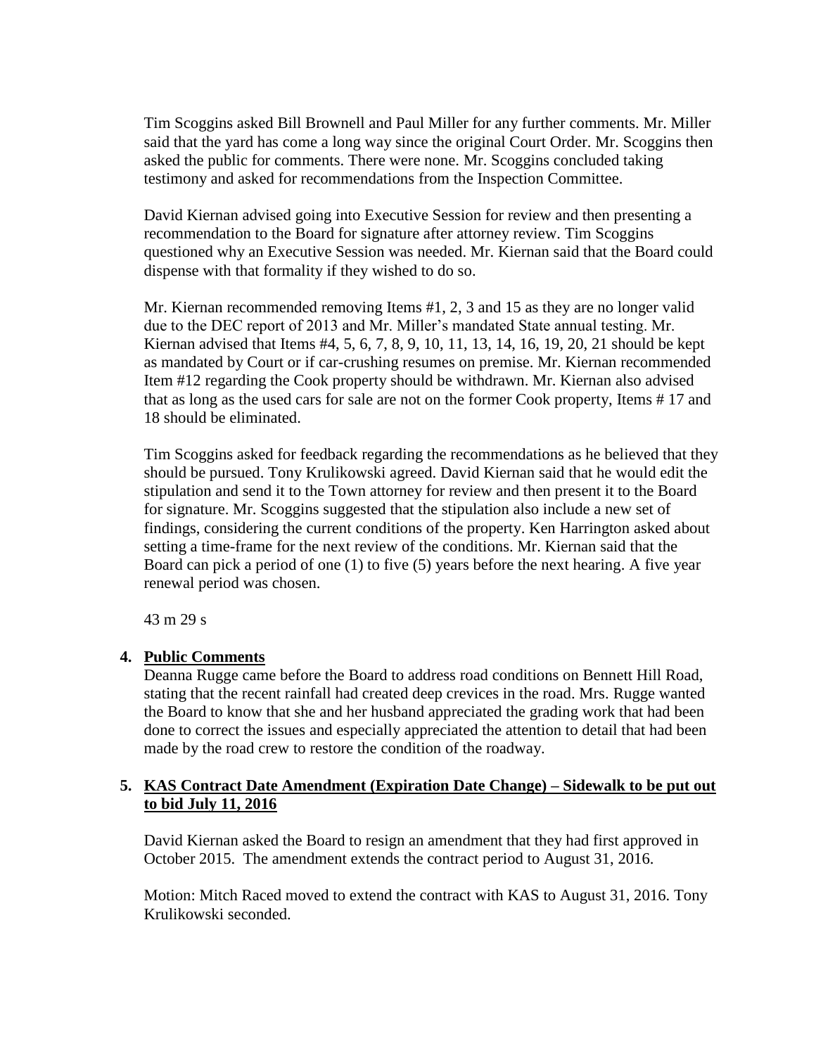Tim Scoggins asked Bill Brownell and Paul Miller for any further comments. Mr. Miller said that the yard has come a long way since the original Court Order. Mr. Scoggins then asked the public for comments. There were none. Mr. Scoggins concluded taking testimony and asked for recommendations from the Inspection Committee.

David Kiernan advised going into Executive Session for review and then presenting a recommendation to the Board for signature after attorney review. Tim Scoggins questioned why an Executive Session was needed. Mr. Kiernan said that the Board could dispense with that formality if they wished to do so.

Mr. Kiernan recommended removing Items #1, 2, 3 and 15 as they are no longer valid due to the DEC report of 2013 and Mr. Miller's mandated State annual testing. Mr. Kiernan advised that Items #4, 5, 6, 7, 8, 9, 10, 11, 13, 14, 16, 19, 20, 21 should be kept as mandated by Court or if car-crushing resumes on premise. Mr. Kiernan recommended Item #12 regarding the Cook property should be withdrawn. Mr. Kiernan also advised that as long as the used cars for sale are not on the former Cook property, Items # 17 and 18 should be eliminated.

Tim Scoggins asked for feedback regarding the recommendations as he believed that they should be pursued. Tony Krulikowski agreed. David Kiernan said that he would edit the stipulation and send it to the Town attorney for review and then present it to the Board for signature. Mr. Scoggins suggested that the stipulation also include a new set of findings, considering the current conditions of the property. Ken Harrington asked about setting a time-frame for the next review of the conditions. Mr. Kiernan said that the Board can pick a period of one (1) to five (5) years before the next hearing. A five year renewal period was chosen.

43 m 29 s

**4. Public Comments**

Deanna Rugge came before the Board to address road conditions on Bennett Hill Road, stating that the recent rainfall had created deep crevices in the road. Mrs. Rugge wanted the Board to know that she and her husband appreciated the grading work that had been done to correct the issues and especially appreciated the attention to detail that had been made by the road crew to restore the condition of the roadway.

**5. KAS Contract Date Amendment (Expiration Date Change) – Sidewalk to be put out to bid July 11, 2016**

David Kiernan asked the Board to resign an amendment that they had first approved in October 2015. The amendment extends the contract period to August 31, 2016.

Motion: Mitch Raced moved to extend the contract with KAS to August 31, 2016. Tony Krulikowski seconded.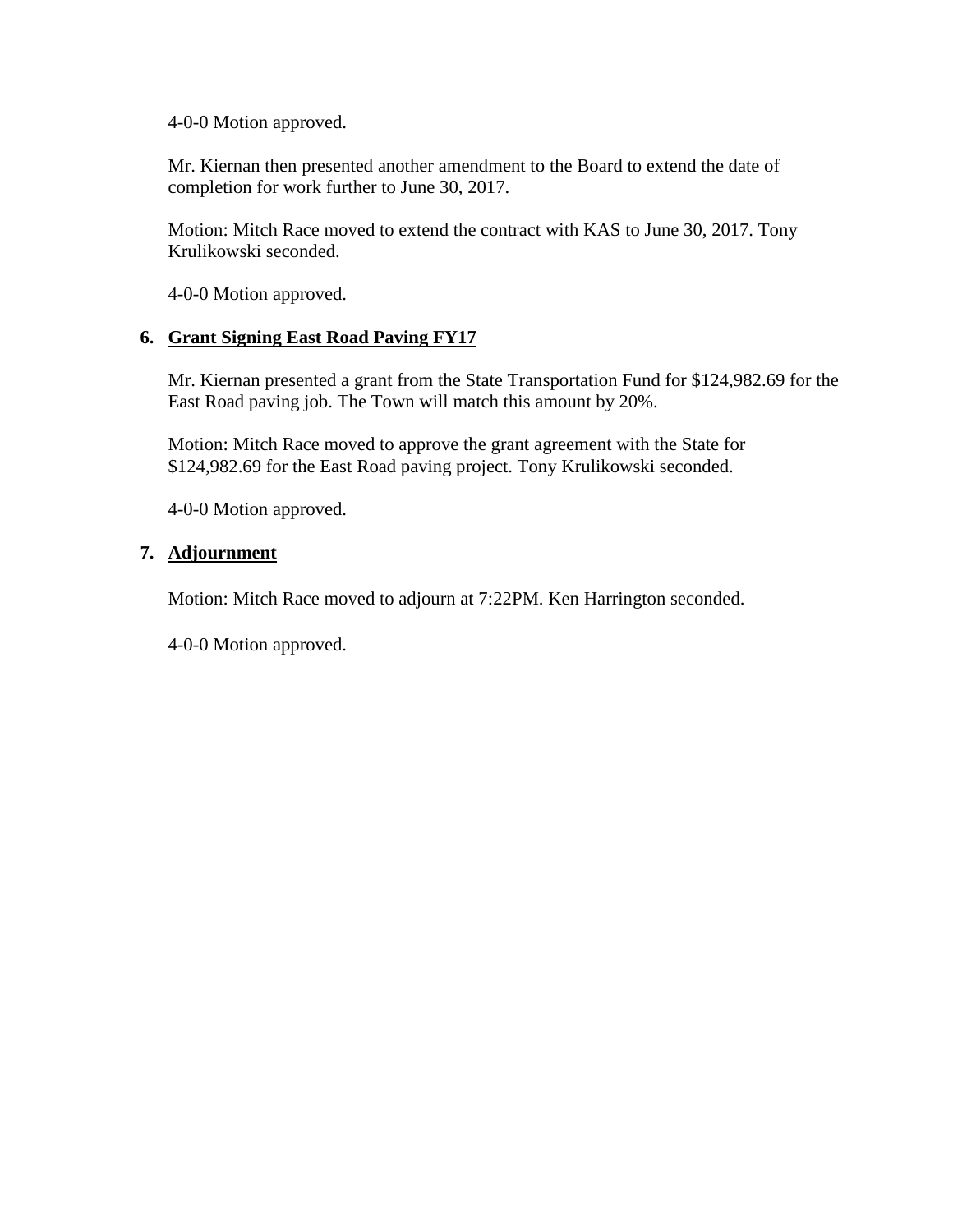4-0-0 Motion approved.

Mr. Kiernan then presented another amendment to the Board to extend the date of completion for work further to June 30, 2017.

Motion: Mitch Race moved to extend the contract with KAS to June 30, 2017. Tony Krulikowski seconded.

4-0-0 Motion approved.

6. **Grant Signing East Road Paving FY17**

   Mr. Kiernan presented a grant from the State Transportation Fund for $124,982.69 for the East Road paving job. The Town will match this amount by 20%.

   Motion: Mitch Race moved to approve the grant agreement with the State for $124,982.69 for the East Road paving project. Tony Krulikowski seconded.

   4-0-0 Motion approved.

7. **Adjournment**

   Motion: Mitch Race moved to adjourn at 7:22PM. Ken Harrington seconded.

   4-0-0 Motion approved.